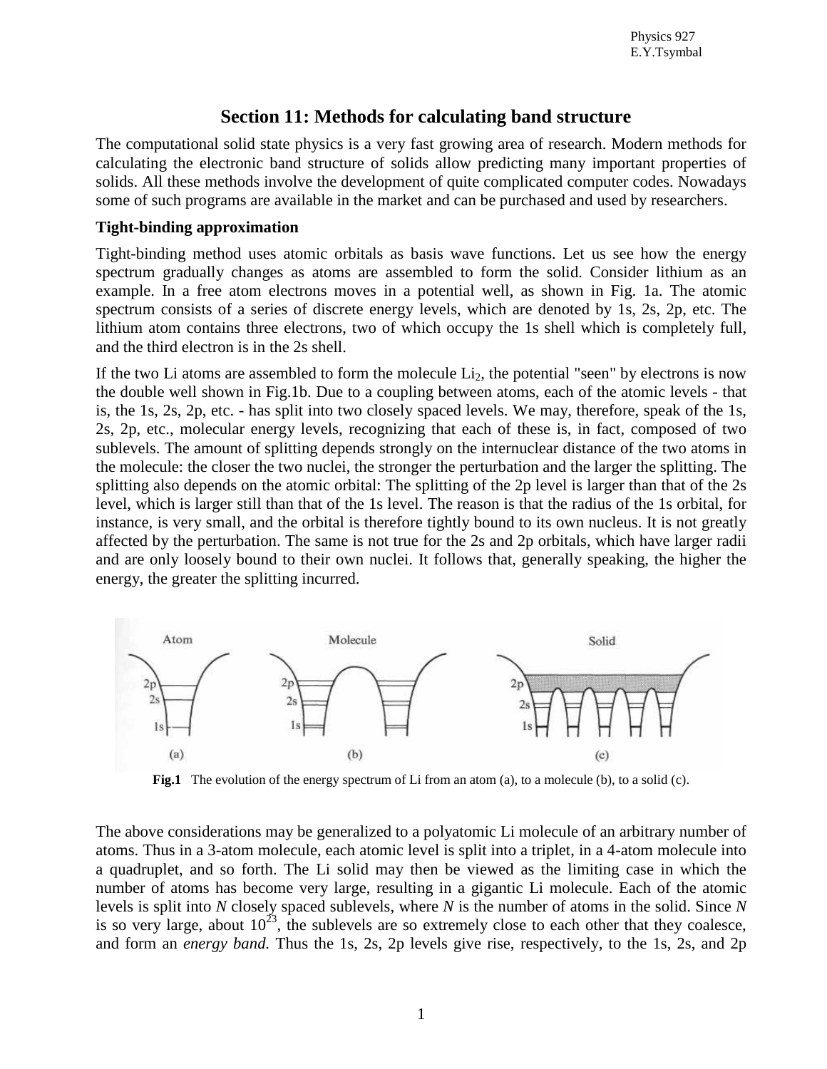# Section 11: Methods for calculating band structure

The computational solid state physics is a very fast growing area of research. Modern methods for calculating the electronic band structure of solids allow predicting many important properties of solids. All these methods involve the development of quite complicated computer codes. Nowadays some of such programs are available in the market and can be purchased and used by researchers.

**Tight-binding approximation**

Tight-binding method uses atomic orbitals as basis wave functions. Let us see how the energy spectrum gradually changes as atoms are assembled to form the solid. Consider lithium as an example. In a free atom electrons moves in a potential well, as shown in Fig. 1a. The atomic spectrum consists of a series of discrete energy levels, which are denoted by 1s, 2s, 2p, etc. The lithium atom contains three electrons, two of which occupy the 1s shell which is completely full, and the third electron is in the 2s shell.

If the two Li atoms are assembled to form the molecule $Li_2$, the potential "seen" by electrons is now the double well shown in Fig.1b. Due to a coupling between atoms, each of the atomic levels - that is, the 1s, 2s, 2p, etc. - has split into two closely spaced levels. We may, therefore, speak of the 1s, 2s, 2p, etc., molecular energy levels, recognizing that each of these is, in fact, composed of two sublevels. The amount of splitting depends strongly on the internuclear distance of the two atoms in the molecule: the closer the two nuclei, the stronger the perturbation and the larger the splitting. The splitting also depends on the atomic orbital: The splitting of the 2p level is larger than that of the 2s level, which is larger still than that of the 1s level. The reason is that the radius of the 1s orbital, for instance, is very small, and the orbital is therefore tightly bound to its own nucleus. It is not greatly affected by the perturbation. The same is not true for the 2s and 2p orbitals, which have larger radii and are only loosely bound to their own nuclei. It follows that, generally speaking, the higher the energy, the greater the splitting incurred.

**Fig.1** The evolution of the energy spectrum of Li from an atom (a), to a molecule (b), to a solid (c).

The above considerations may be generalized to a polyatomic Li molecule of an arbitrary number of atoms. Thus in a 3-atom molecule, each atomic level is split into a triplet, in a 4-atom molecule into a quadruplet, and so forth. The Li solid may then be viewed as the limiting case in which the number of atoms has become very large, resulting in a gigantic Li molecule. Each of the atomic levels is split into *N* closely spaced sublevels, where *N* is the number of atoms in the solid. Since *N* is so very large, about $10^{23}$, the sublevels are so extremely close to each other that they coalesce, and form an *energy band*. Thus the 1s, 2s, 2p levels give rise, respectively, to the 1s, 2s, and 2p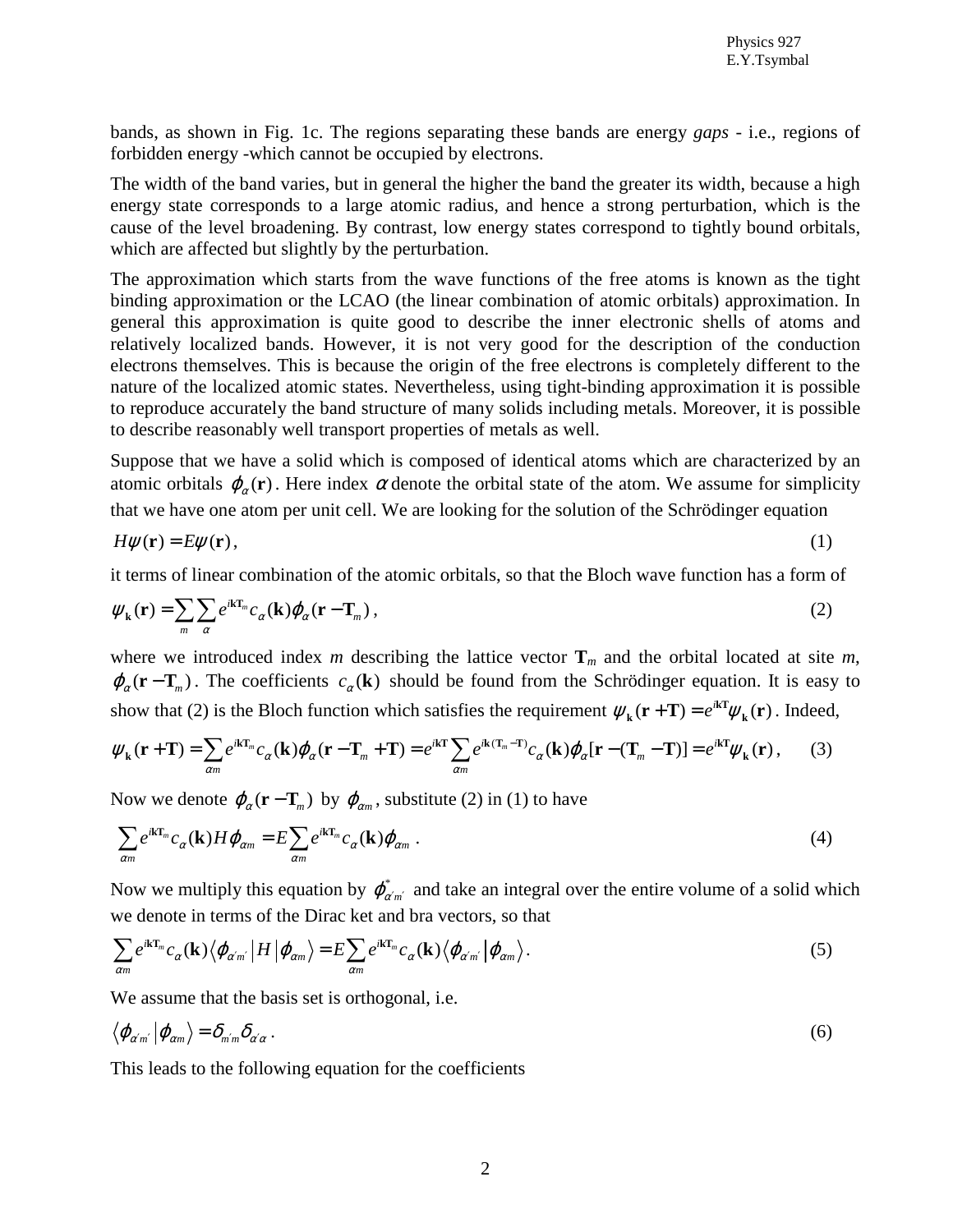bands, as shown in Fig. 1c. The regions separating these bands are energy *gaps* - i.e., regions of forbidden energy -which cannot be occupied by electrons.

The width of the band varies, but in general the higher the band the greater its width, because a high energy state corresponds to a large atomic radius, and hence a strong perturbation, which is the cause of the level broadening. By contrast, low energy states correspond to tightly bound orbitals, which are affected but slightly by the perturbation.

The approximation which starts from the wave functions of the free atoms is known as the tight binding approximation or the LCAO (the linear combination of atomic orbitals) approximation. In general this approximation is quite good to describe the inner electronic shells of atoms and relatively localized bands. However, it is not very good for the description of the conduction electrons themselves. This is because the origin of the free electrons is completely different to the nature of the localized atomic states. Nevertheless, using tight-binding approximation it is possible to reproduce accurately the band structure of many solids including metals. Moreover, it is possible to describe reasonably well transport properties of metals as well.

Suppose that we have a solid which is composed of identical atoms which are characterized by an atomic orbitals $\varphi_\alpha(\mathbf{r})$. Here index $\alpha$ denote the orbital state of the atom. We assume for simplicity that we have one atom per unit cell. We are looking for the solution of the Schrödinger equation

$$H\psi(\mathbf{r}) = E\psi(\mathbf{r}), \tag{1}$$

it terms of linear combination of the atomic orbitals, so that the Bloch wave function has a form of

$$\psi_{\mathbf{k}}(\mathbf{r}) = \sum_m \sum_\alpha e^{i\mathbf{k}\mathbf{T}_m} c_\alpha(\mathbf{k}) \varphi_\alpha(\mathbf{r} - \mathbf{T}_m), \tag{2}$$

where we introduced index $m$ describing the lattice vector $\mathbf{T}_m$ and the orbital located at site $m$, $\varphi_\alpha(\mathbf{r} - \mathbf{T}_m)$. The coefficients $c_\alpha(\mathbf{k})$ should be found from the Schrödinger equation. It is easy to show that (2) is the Bloch function which satisfies the requirement $\psi_{\mathbf{k}}(\mathbf{r} + \mathbf{T}) = e^{i\mathbf{k}\mathbf{T}}\psi_{\mathbf{k}}(\mathbf{r})$. Indeed,

$$\psi_{\mathbf{k}}(\mathbf{r} + \mathbf{T}) = \sum_{\alpha m} e^{i\mathbf{k}\mathbf{T}_m} c_\alpha(\mathbf{k}) \varphi_\alpha(\mathbf{r} - \mathbf{T}_m + \mathbf{T}) = e^{i\mathbf{k}\mathbf{T}} \sum_{\alpha m} e^{i\mathbf{k}(\mathbf{T}_m - \mathbf{T})} c_\alpha(\mathbf{k}) \varphi_\alpha[\mathbf{r} - (\mathbf{T}_m - \mathbf{T})] = e^{i\mathbf{k}\mathbf{T}}\psi_{\mathbf{k}}(\mathbf{r}), \tag{3}$$

Now we denote $\varphi_\alpha(\mathbf{r} - \mathbf{T}_m)$ by $\varphi_{\alpha m}$, substitute (2) in (1) to have

$$\sum_{\alpha m} e^{i\mathbf{k}\mathbf{T}_m} c_\alpha(\mathbf{k}) H\varphi_{\alpha m} = E \sum_{\alpha m} e^{i\mathbf{k}\mathbf{T}_m} c_\alpha(\mathbf{k}) \varphi_{\alpha m} . \tag{4}$$

Now we multiply this equation by $\varphi^*_{\alpha' m'}$ and take an integral over the entire volume of a solid which we denote in terms of the Dirac ket and bra vectors, so that

$$\sum_{\alpha m} e^{i\mathbf{k}\mathbf{T}_m} c_\alpha(\mathbf{k}) \langle \varphi_{\alpha' m'} | H | \varphi_{\alpha m} \rangle = E \sum_{\alpha m} e^{i\mathbf{k}\mathbf{T}_m} c_\alpha(\mathbf{k}) \langle \varphi_{\alpha' m'} | \varphi_{\alpha m} \rangle . \tag{5}$$

We assume that the basis set is orthogonal, i.e.

$$\langle \varphi_{\alpha' m'} | \varphi_{\alpha m} \rangle = \delta_{m' m} \delta_{\alpha' \alpha} . \tag{6}$$

This leads to the following equation for the coefficients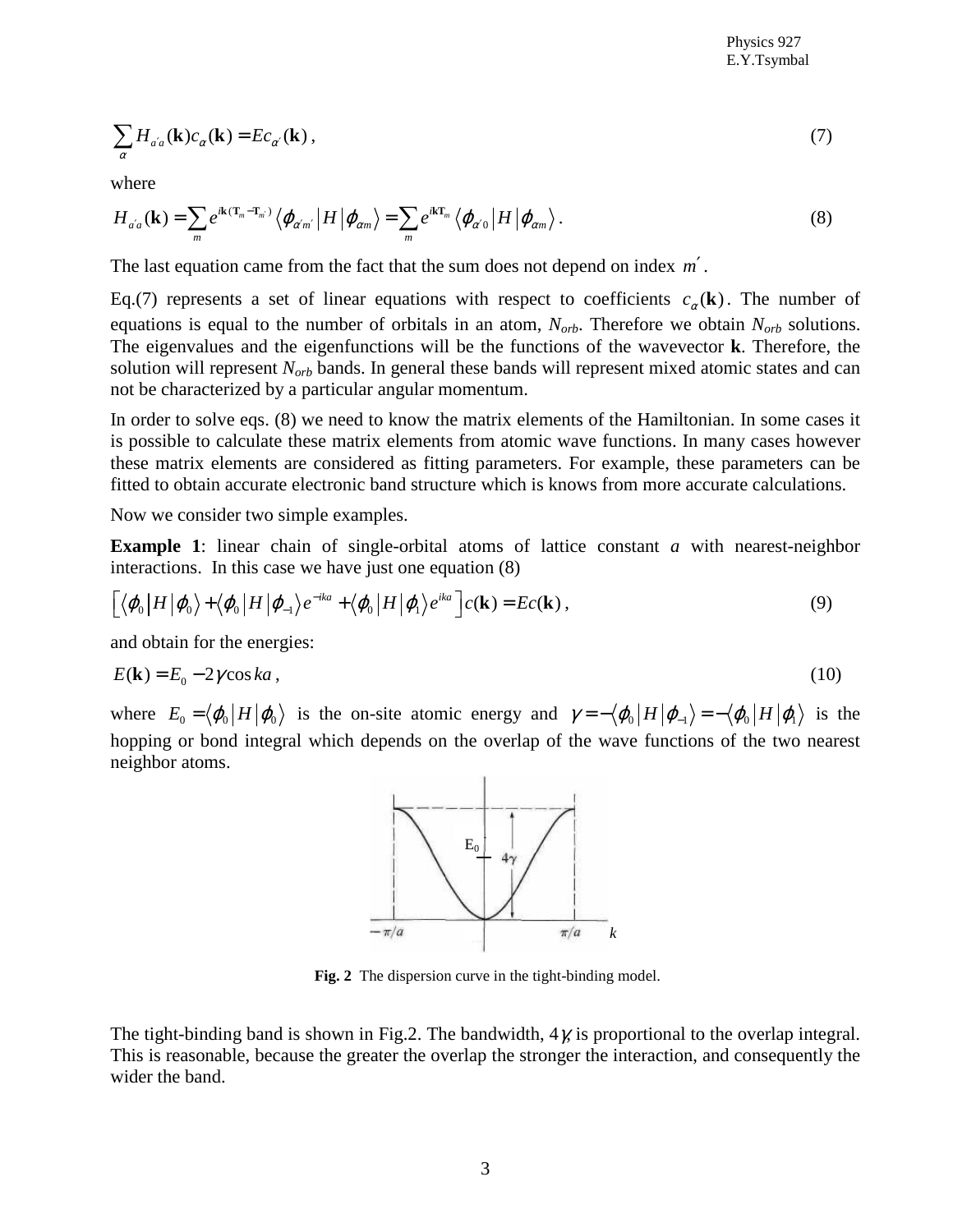$$\sum_{\alpha} H_{\alpha'\alpha}(\mathbf{k}) c_{\alpha}(\mathbf{k}) = E c_{\alpha'}(\mathbf{k}) , \tag{7}$$

where

$$H_{\alpha'\alpha}(\mathbf{k}) = \sum_{m} e^{i\mathbf{k}(\mathbf{T}_m - \mathbf{T}_{m'})} \langle \varphi_{\alpha' m'} | H | \varphi_{\alpha m} \rangle = \sum_{m} e^{i\mathbf{k}\mathbf{T}_m} \langle \varphi_{\alpha' 0} | H | \varphi_{\alpha m} \rangle . \tag{8}$$

The last equation came from the fact that the sum does not depend on index $m'$.

Eq.(7) represents a set of linear equations with respect to coefficients $c_{\alpha}(\mathbf{k})$. The number of equations is equal to the number of orbitals in an atom, $N_{orb}$. Therefore we obtain $N_{orb}$ solutions. The eigenvalues and the eigenfunctions will be the functions of the wavevector $\mathbf{k}$. Therefore, the solution will represent $N_{orb}$ bands. In general these bands will represent mixed atomic states and can not be characterized by a particular angular momentum.

In order to solve eqs. (8) we need to know the matrix elements of the Hamiltonian. In some cases it is possible to calculate these matrix elements from atomic wave functions. In many cases however these matrix elements are considered as fitting parameters. For example, these parameters can be fitted to obtain accurate electronic band structure which is knows from more accurate calculations.

Now we consider two simple examples.

**Example 1**: linear chain of single-orbital atoms of lattice constant $a$ with nearest-neighbor interactions. In this case we have just one equation (8)

$$\left[ \langle \varphi_0 | H | \varphi_0 \rangle + \langle \varphi_0 | H | \varphi_{-1} \rangle e^{-ika} + \langle \varphi_0 | H | \varphi_1 \rangle e^{ika} \right] c(\mathbf{k}) = E c(\mathbf{k}) , \tag{9}$$

and obtain for the energies:

$$E(\mathbf{k}) = E_0 - 2\gamma \cos ka , \tag{10}$$

where $E_0 = \langle \varphi_0 | H | \varphi_0 \rangle$ is the on-site atomic energy and $\gamma = -\langle \varphi_0 | H | \varphi_{-1} \rangle = -\langle \varphi_0 | H | \varphi_1 \rangle$ is the hopping or bond integral which depends on the overlap of the wave functions of the two nearest neighbor atoms.

**Fig. 2** The dispersion curve in the tight-binding model.

The tight-binding band is shown in Fig.2. The bandwidth, $4\gamma$, is proportional to the overlap integral. This is reasonable, because the greater the overlap the stronger the interaction, and consequently the wider the band.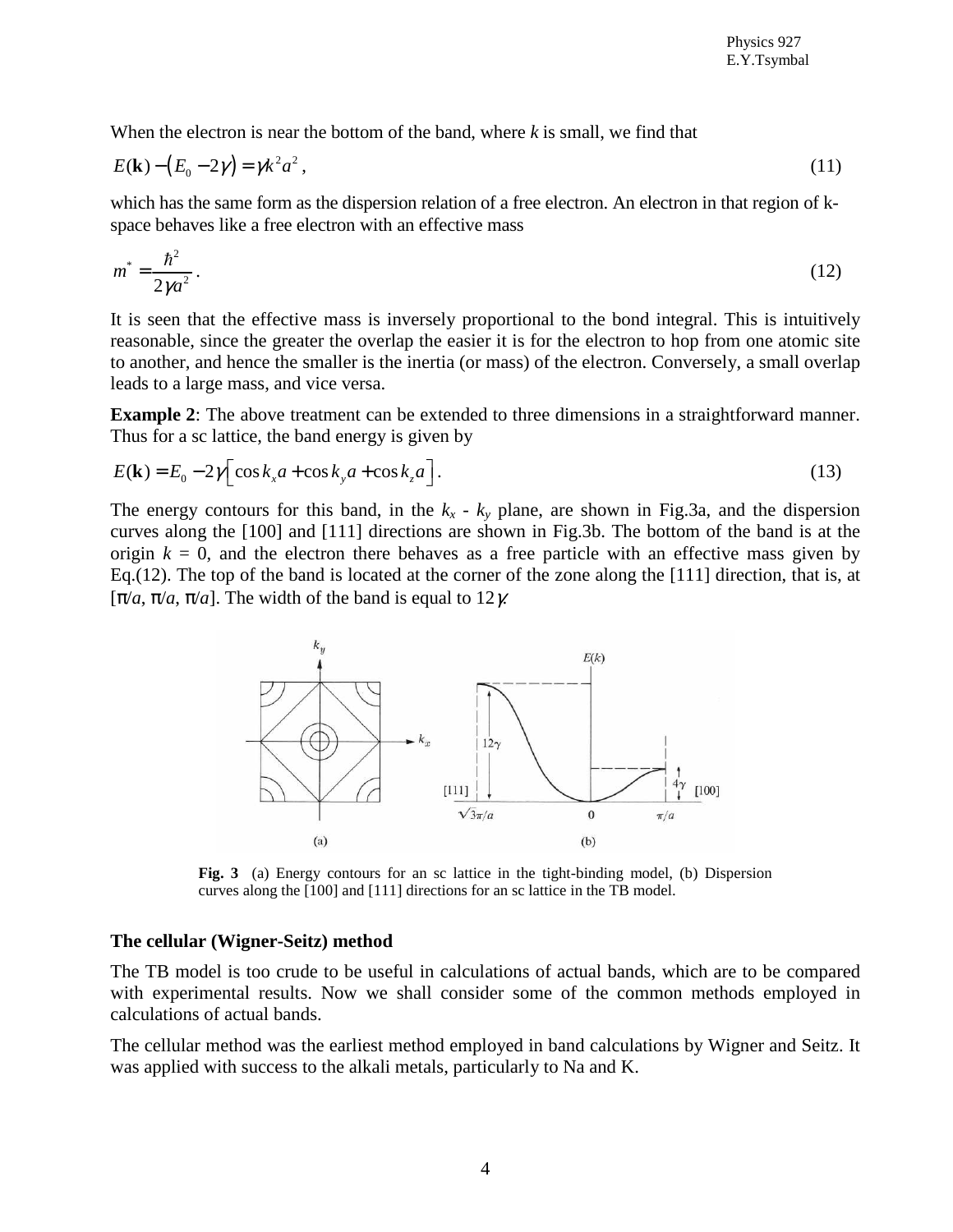When the electron is near the bottom of the band, where $k$ is small, we find that

$$E(\mathbf{k}) - (E_0 - 2\gamma) = \gamma k^2 a^2 , \tag{11}$$

which has the same form as the dispersion relation of a free electron. An electron in that region of k-space behaves like a free electron with an effective mass

$$m^* = \frac{\hbar^2}{2\gamma a^2} . \tag{12}$$

It is seen that the effective mass is inversely proportional to the bond integral. This is intuitively reasonable, since the greater the overlap the easier it is for the electron to hop from one atomic site to another, and hence the smaller is the inertia (or mass) of the electron. Conversely, a small overlap leads to a large mass, and vice versa.

**Example 2**: The above treatment can be extended to three dimensions in a straightforward manner. Thus for a sc lattice, the band energy is given by

$$E(\mathbf{k}) = E_0 - 2\gamma \left[ \cos k_x a + \cos k_y a + \cos k_z a \right] . \tag{13}$$

The energy contours for this band, in the $k_x$ - $k_y$ plane, are shown in Fig.3a, and the dispersion curves along the [100] and [111] directions are shown in Fig.3b. The bottom of the band is at the origin $k = 0$, and the electron there behaves as a free particle with an effective mass given by Eq.(12). The top of the band is located at the corner of the zone along the [111] direction, that is, at $[\pi/a, \pi/a, \pi/a]$. The width of the band is equal to $12\gamma$.

**Fig. 3** (a) Energy contours for an sc lattice in the tight-binding model, (b) Dispersion curves along the [100] and [111] directions for an sc lattice in the TB model.

### The cellular (Wigner-Seitz) method

The TB model is too crude to be useful in calculations of actual bands, which are to be compared with experimental results. Now we shall consider some of the common methods employed in calculations of actual bands.

The cellular method was the earliest method employed in band calculations by Wigner and Seitz. It was applied with success to the alkali metals, particularly to Na and K.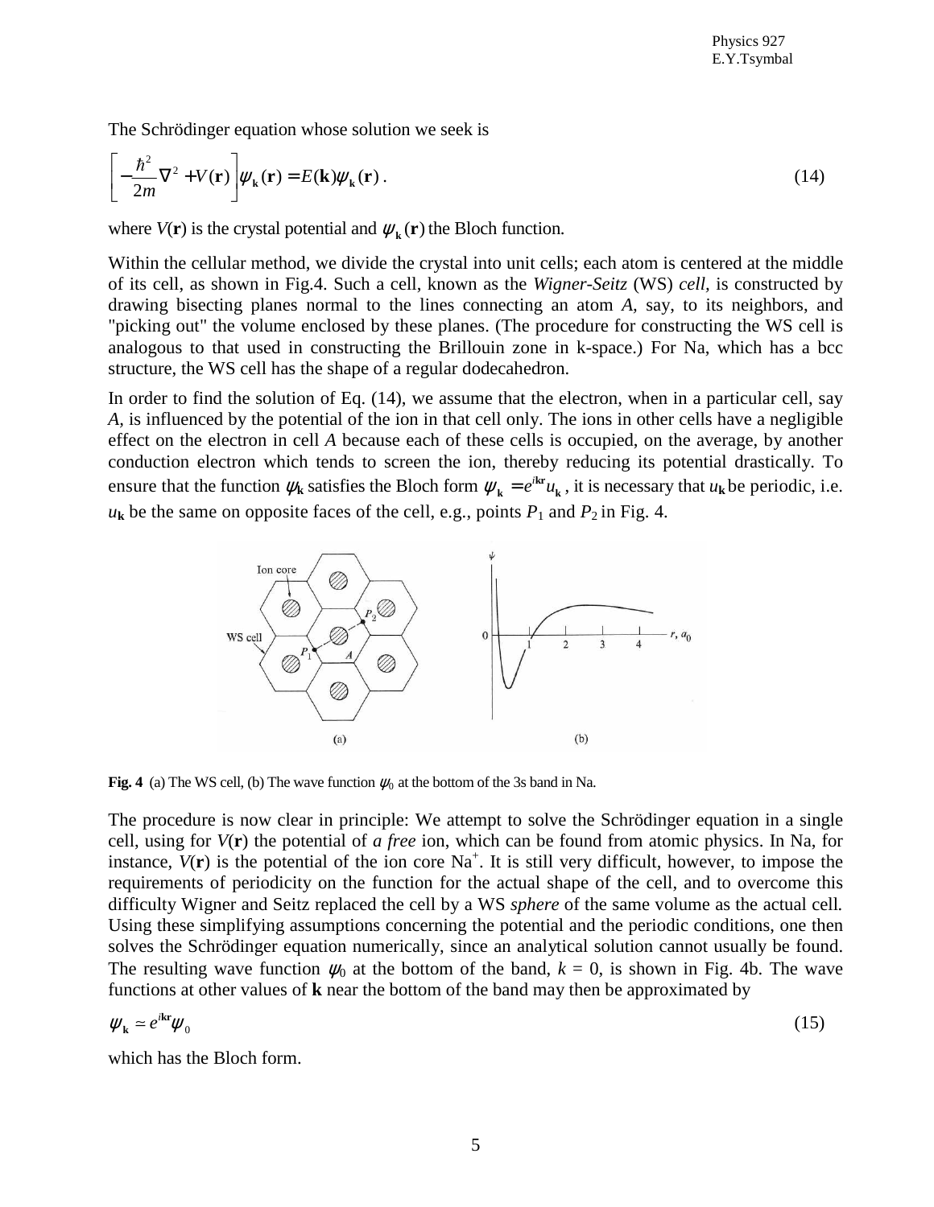The Schrödinger equation whose solution we seek is

$$\left[-\frac{\hbar^2}{2m}\nabla^2 + V(\mathbf{r})\right]\psi_{\mathbf{k}}(\mathbf{r}) = E(\mathbf{k})\psi_{\mathbf{k}}(\mathbf{r}). \tag{14}$$

where $V(\mathbf{r})$ is the crystal potential and $\psi_{\mathbf{k}}(\mathbf{r})$ the Bloch function.

Within the cellular method, we divide the crystal into unit cells; each atom is centered at the middle of its cell, as shown in Fig.4. Such a cell, known as the *Wigner-Seitz* (WS) *cell,* is constructed by drawing bisecting planes normal to the lines connecting an atom *A,* say, to its neighbors, and "picking out" the volume enclosed by these planes. (The procedure for constructing the WS cell is analogous to that used in constructing the Brillouin zone in k-space.) For Na, which has a bcc structure, the WS cell has the shape of a regular dodecahedron.

In order to find the solution of Eq. (14), we assume that the electron, when in a particular cell, say *A*, is influenced by the potential of the ion in that cell only. The ions in other cells have a negligible effect on the electron in cell *A* because each of these cells is occupied, on the average, by another conduction electron which tends to screen the ion, thereby reducing its potential drastically. To ensure that the function $\psi_{\mathbf{k}}$ satisfies the Bloch form $\psi_{\mathbf{k}} = e^{i\mathbf{kr}}u_{\mathbf{k}}$, it is necessary that $u_{\mathbf{k}}$ be periodic, i.e. $u_{\mathbf{k}}$ be the same on opposite faces of the cell, e.g., points $P_1$ and $P_2$ in Fig. 4.

**Fig. 4** (a) The WS cell, (b) The wave function $\psi_0$ at the bottom of the 3s band in Na.

The procedure is now clear in principle: We attempt to solve the Schrödinger equation in a single cell, using for $V(\mathbf{r})$ the potential of *a free* ion, which can be found from atomic physics. In Na, for instance, $V(\mathbf{r})$ is the potential of the ion core $Na^+$. It is still very difficult, however, to impose the requirements of periodicity on the function for the actual shape of the cell, and to overcome this difficulty Wigner and Seitz replaced the cell by a WS *sphere* of the same volume as the actual cell. Using these simplifying assumptions concerning the potential and the periodic conditions, one then solves the Schrödinger equation numerically, since an analytical solution cannot usually be found. The resulting wave function $\psi_0$ at the bottom of the band, $k = 0$, is shown in Fig. 4b. The wave functions at other values of **k** near the bottom of the band may then be approximated by

$$\psi_{\mathbf{k}} \simeq e^{i\mathbf{kr}}\psi_0 \tag{15}$$

which has the Bloch form.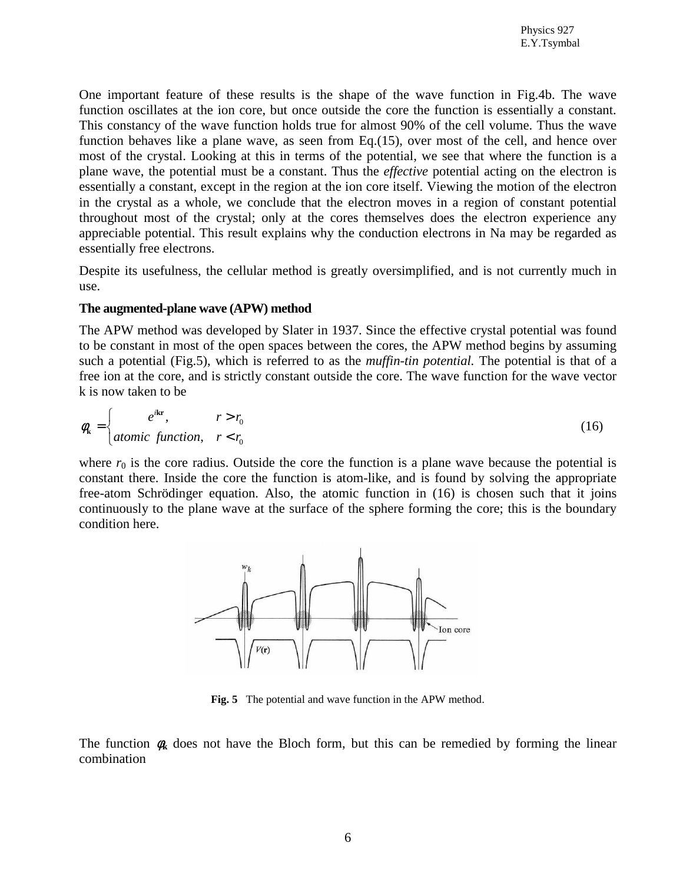One important feature of these results is the shape of the wave function in Fig.4b. The wave function oscillates at the ion core, but once outside the core the function is essentially a constant. This constancy of the wave function holds true for almost 90% of the cell volume. Thus the wave function behaves like a plane wave, as seen from Eq.(15), over most of the cell, and hence over most of the crystal. Looking at this in terms of the potential, we see that where the function is a plane wave, the potential must be a constant. Thus the *effective* potential acting on the electron is essentially a constant, except in the region at the ion core itself. Viewing the motion of the electron in the crystal as a whole, we conclude that the electron moves in a region of constant potential throughout most of the crystal; only at the cores themselves does the electron experience any appreciable potential. This result explains why the conduction electrons in Na may be regarded as essentially free electrons.

Despite its usefulness, the cellular method is greatly oversimplified, and is not currently much in use.

**The augmented-plane wave (APW) method**

The APW method was developed by Slater in 1937. Since the effective crystal potential was found to be constant in most of the open spaces between the cores, the APW method begins by assuming such a potential (Fig.5), which is referred to as the *muffin-tin potential.* The potential is that of a free ion at the core, and is strictly constant outside the core. The wave function for the wave vector k is now taken to be

$$\phi_{\mathbf{k}} = \begin{cases} e^{i\mathbf{kr}}, & r > r_0 \\ atomic\ \ function, & r < r_0 \end{cases} \tag{16}$$

where $r_0$ is the core radius. Outside the core the function is a plane wave because the potential is constant there. Inside the core the function is atom-like, and is found by solving the appropriate free-atom Schrödinger equation. Also, the atomic function in (16) is chosen such that it joins continuously to the plane wave at the surface of the sphere forming the core; this is the boundary condition here.

**Fig. 5** The potential and wave function in the APW method.

The function $\phi_{\mathbf{k}}$ does not have the Bloch form, but this can be remedied by forming the linear combination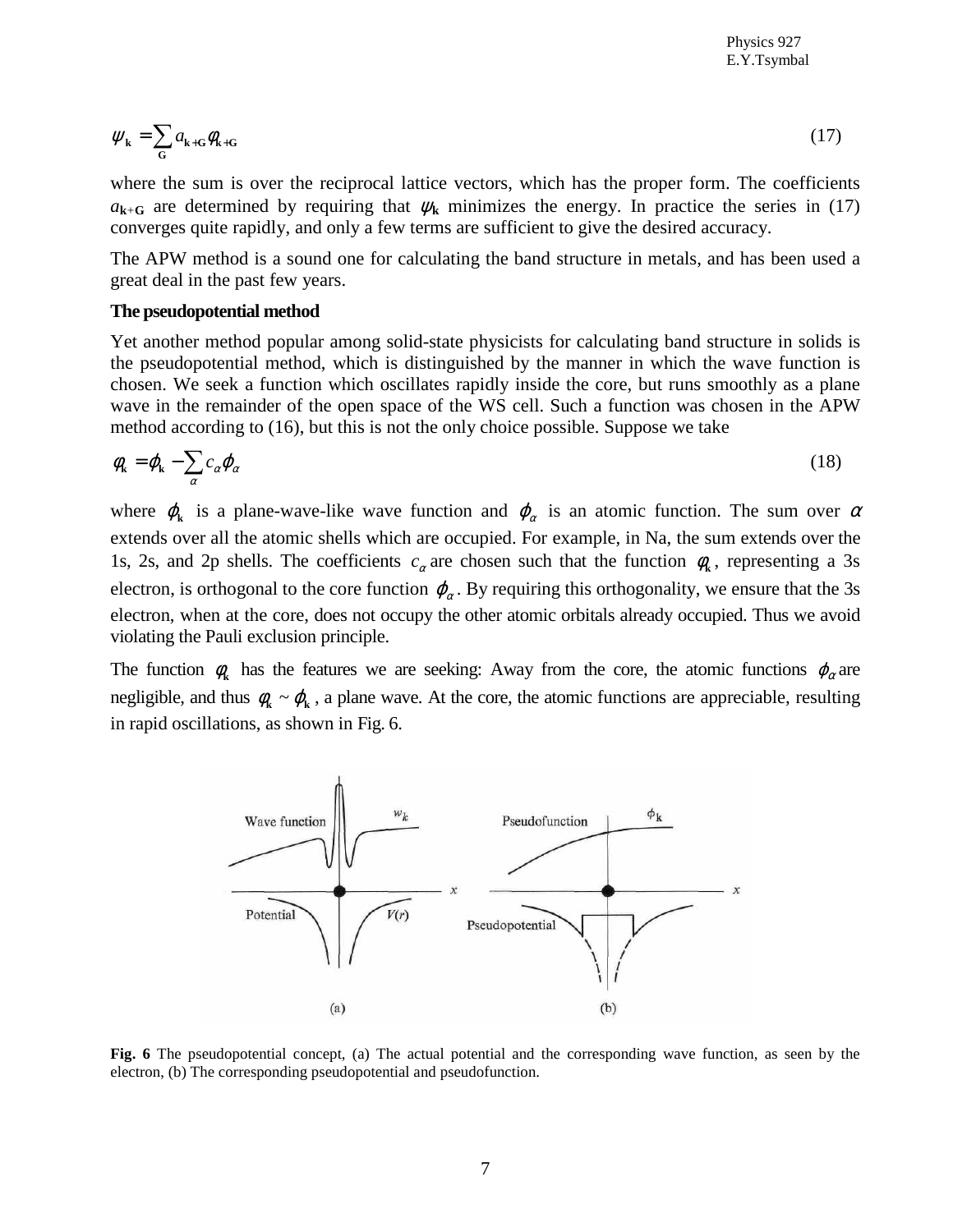$$\psi_{\mathbf{k}} = \sum_{\mathbf{G}} a_{\mathbf{k}+\mathbf{G}} \phi_{\mathbf{k}+\mathbf{G}} \tag{17}$$

where the sum is over the reciprocal lattice vectors, which has the proper form. The coefficients $a_{\mathbf{k}+\mathbf{G}}$ are determined by requiring that $\psi_{\mathbf{k}}$ minimizes the energy. In practice the series in (17) converges quite rapidly, and only a few terms are sufficient to give the desired accuracy.

The APW method is a sound one for calculating the band structure in metals, and has been used a great deal in the past few years.

**The pseudopotential method**

Yet another method popular among solid-state physicists for calculating band structure in solids is the pseudopotential method, which is distinguished by the manner in which the wave function is chosen. We seek a function which oscillates rapidly inside the core, but runs smoothly as a plane wave in the remainder of the open space of the WS cell. Such a function was chosen in the APW method according to (16), but this is not the only choice possible. Suppose we take

$$\phi_{\mathbf{k}} = \varphi_{\mathbf{k}} - \sum_{\alpha} c_{\alpha} \varphi_{\alpha} \tag{18}$$

where $\varphi_{\mathbf{k}}$ is a plane-wave-like wave function and $\varphi_{\alpha}$ is an atomic function. The sum over $\alpha$ extends over all the atomic shells which are occupied. For example, in Na, the sum extends over the 1s, 2s, and 2p shells. The coefficients $c_{\alpha}$ are chosen such that the function $\phi_{\mathbf{k}}$, representing a 3s electron, is orthogonal to the core function $\varphi_{\alpha}$. By requiring this orthogonality, we ensure that the 3s electron, when at the core, does not occupy the other atomic orbitals already occupied. Thus we avoid violating the Pauli exclusion principle.

The function $\phi_{\mathbf{k}}$ has the features we are seeking: Away from the core, the atomic functions $\varphi_{\alpha}$ are negligible, and thus $\phi_{\mathbf{k}} \sim \varphi_{\mathbf{k}}$, a plane wave. At the core, the atomic functions are appreciable, resulting in rapid oscillations, as shown in Fig. 6.

**Fig. 6** The pseudopotential concept, (a) The actual potential and the corresponding wave function, as seen by the electron, (b) The corresponding pseudopotential and pseudofunction.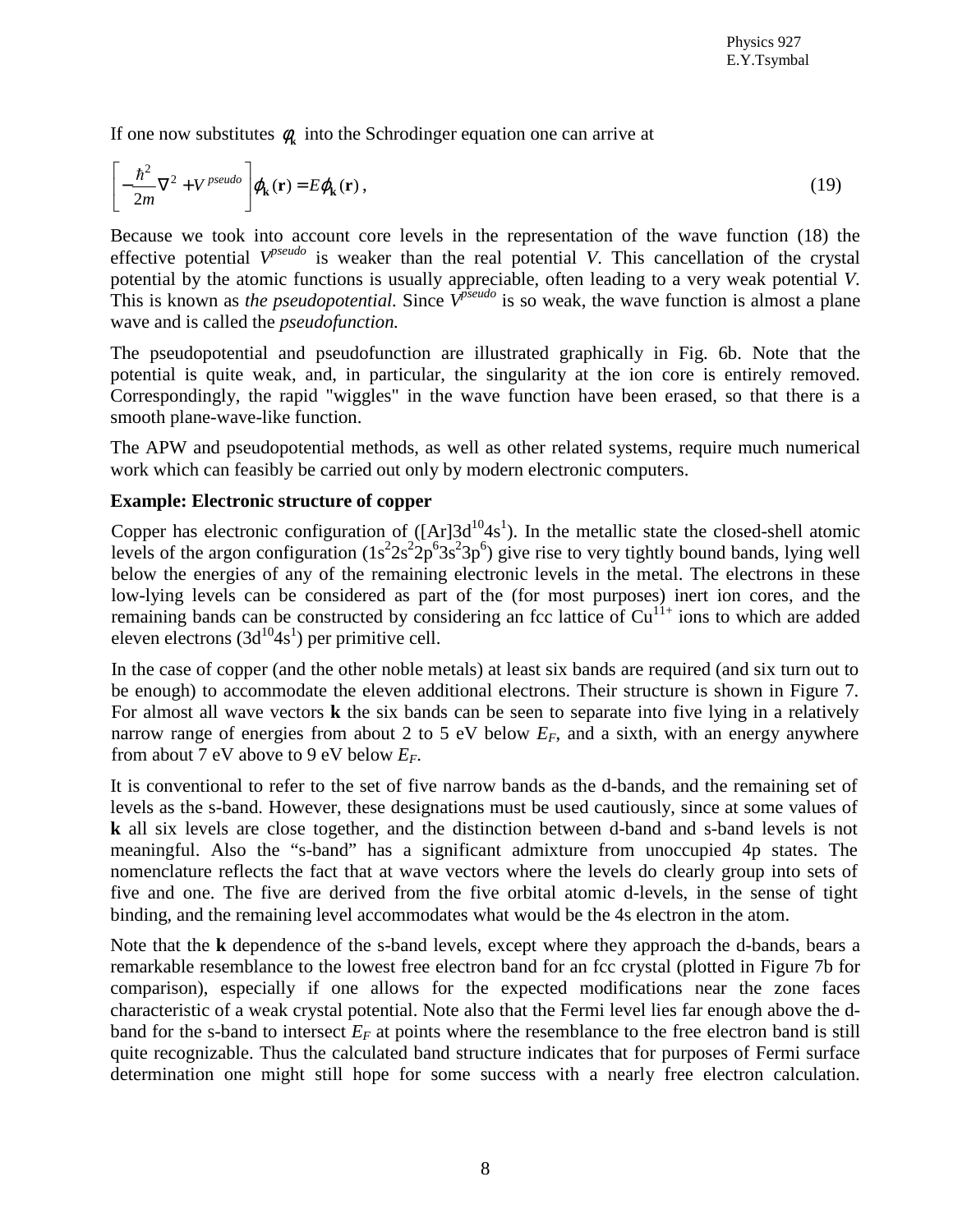If one now substitutes $\phi_{\mathbf{k}}$ into the Schrodinger equation one can arrive at

$$\left[-\frac{\hbar^2}{2m}\nabla^2 + V^{pseudo}\right]\varphi_{\mathbf{k}}(\mathbf{r}) = E\varphi_{\mathbf{k}}(\mathbf{r}), \tag{19}$$

Because we took into account core levels in the representation of the wave function (18) the effective potential $V^{pseudo}$ is weaker than the real potential $V$. This cancellation of the crystal potential by the atomic functions is usually appreciable, often leading to a very weak potential $V$. This is known as *the pseudopotential.* Since $V^{pseudo}$ is so weak, the wave function is almost a plane wave and is called the *pseudofunction.*

The pseudopotential and pseudofunction are illustrated graphically in Fig. 6b. Note that the potential is quite weak, and, in particular, the singularity at the ion core is entirely removed. Correspondingly, the rapid "wiggles" in the wave function have been erased, so that there is a smooth plane-wave-like function.

The APW and pseudopotential methods, as well as other related systems, require much numerical work which can feasibly be carried out only by modern electronic computers.

**Example: Electronic structure of copper**

Copper has electronic configuration of ([Ar]$3d^{10}4s^1$). In the metallic state the closed-shell atomic levels of the argon configuration ($1s^2 2s^2 2p^6 3s^2 3p^6$) give rise to very tightly bound bands, lying well below the energies of any of the remaining electronic levels in the metal. The electrons in these low-lying levels can be considered as part of the (for most purposes) inert ion cores, and the remaining bands can be constructed by considering an fcc lattice of $Cu^{11+}$ ions to which are added eleven electrons ($3d^{10}4s^1$) per primitive cell.

In the case of copper (and the other noble metals) at least six bands are required (and six turn out to be enough) to accommodate the eleven additional electrons. Their structure is shown in Figure 7. For almost all wave vectors **k** the six bands can be seen to separate into five lying in a relatively narrow range of energies from about 2 to 5 eV below $E_F$, and a sixth, with an energy anywhere from about 7 eV above to 9 eV below $E_F$.

It is conventional to refer to the set of five narrow bands as the d-bands, and the remaining set of levels as the s-band. However, these designations must be used cautiously, since at some values of **k** all six levels are close together, and the distinction between d-band and s-band levels is not meaningful. Also the "s-band" has a significant admixture from unoccupied 4p states. The nomenclature reflects the fact that at wave vectors where the levels do clearly group into sets of five and one. The five are derived from the five orbital atomic d-levels, in the sense of tight binding, and the remaining level accommodates what would be the 4s electron in the atom.

Note that the **k** dependence of the s-band levels, except where they approach the d-bands, bears a remarkable resemblance to the lowest free electron band for an fcc crystal (plotted in Figure 7b for comparison), especially if one allows for the expected modifications near the zone faces characteristic of a weak crystal potential. Note also that the Fermi level lies far enough above the d-band for the s-band to intersect $E_F$ at points where the resemblance to the free electron band is still quite recognizable. Thus the calculated band structure indicates that for purposes of Fermi surface determination one might still hope for some success with a nearly free electron calculation.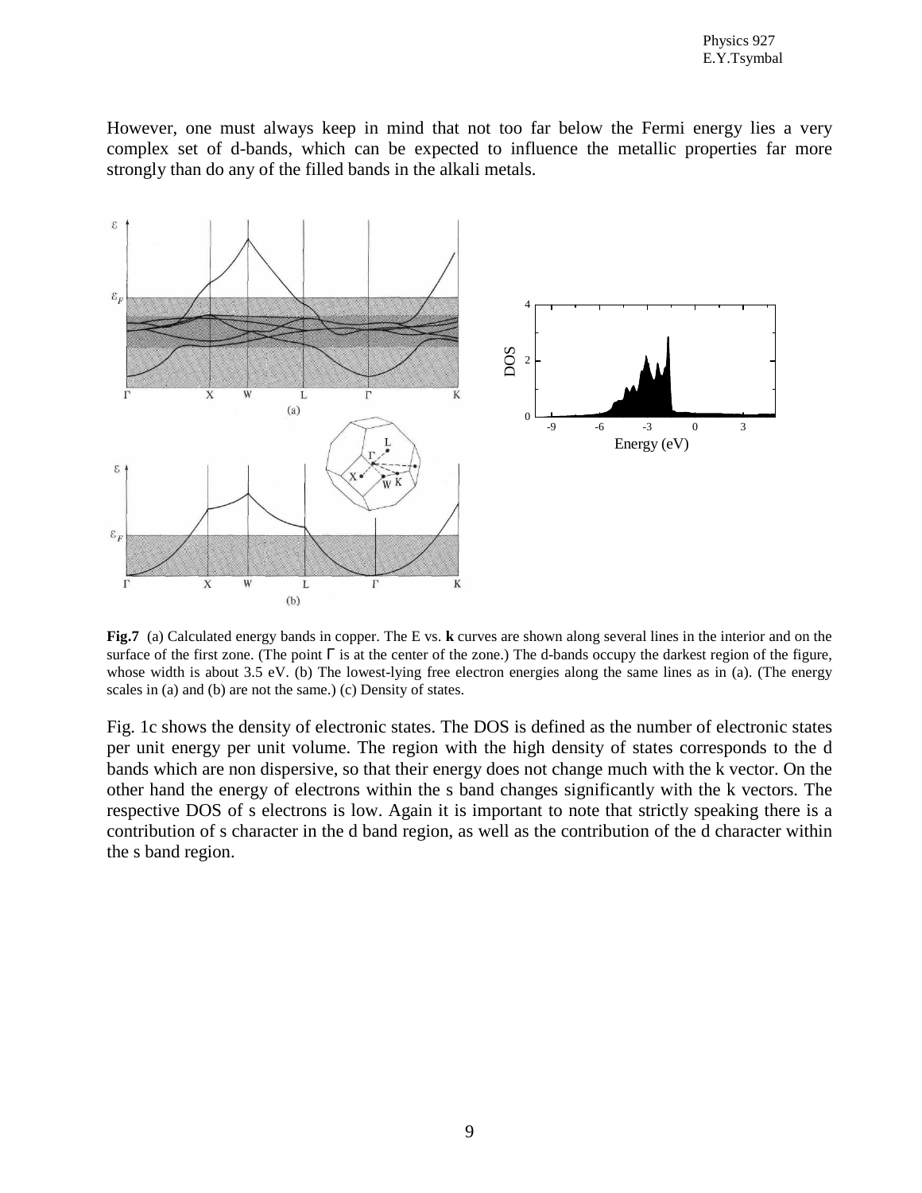However, one must always keep in mind that not too far below the Fermi energy lies a very complex set of d-bands, which can be expected to influence the metallic properties far more strongly than do any of the filled bands in the alkali metals.

ε

$\varepsilon_F$

Γ X W L Γ K

(a)

ε

$\varepsilon_F$

Γ X W L Γ K

(b)

L Γ X W K

4

2

0

DOS

-9 -6 -3 0 3

Energy (eV)

**Fig.7** (a) Calculated energy bands in copper. The E vs. **k** curves are shown along several lines in the interior and on the surface of the first zone. (The point Γ is at the center of the zone.) The d-bands occupy the darkest region of the figure, whose width is about 3.5 eV. (b) The lowest-lying free electron energies along the same lines as in (a). (The energy scales in (a) and (b) are not the same.) (c) Density of states.

Fig. 1c shows the density of electronic states. The DOS is defined as the number of electronic states per unit energy per unit volume. The region with the high density of states corresponds to the d bands which are non dispersive, so that their energy does not change much with the k vector. On the other hand the energy of electrons within the s band changes significantly with the k vectors. The respective DOS of s electrons is low. Again it is important to note that strictly speaking there is a contribution of s character in the d band region, as well as the contribution of the d character within the s band region.